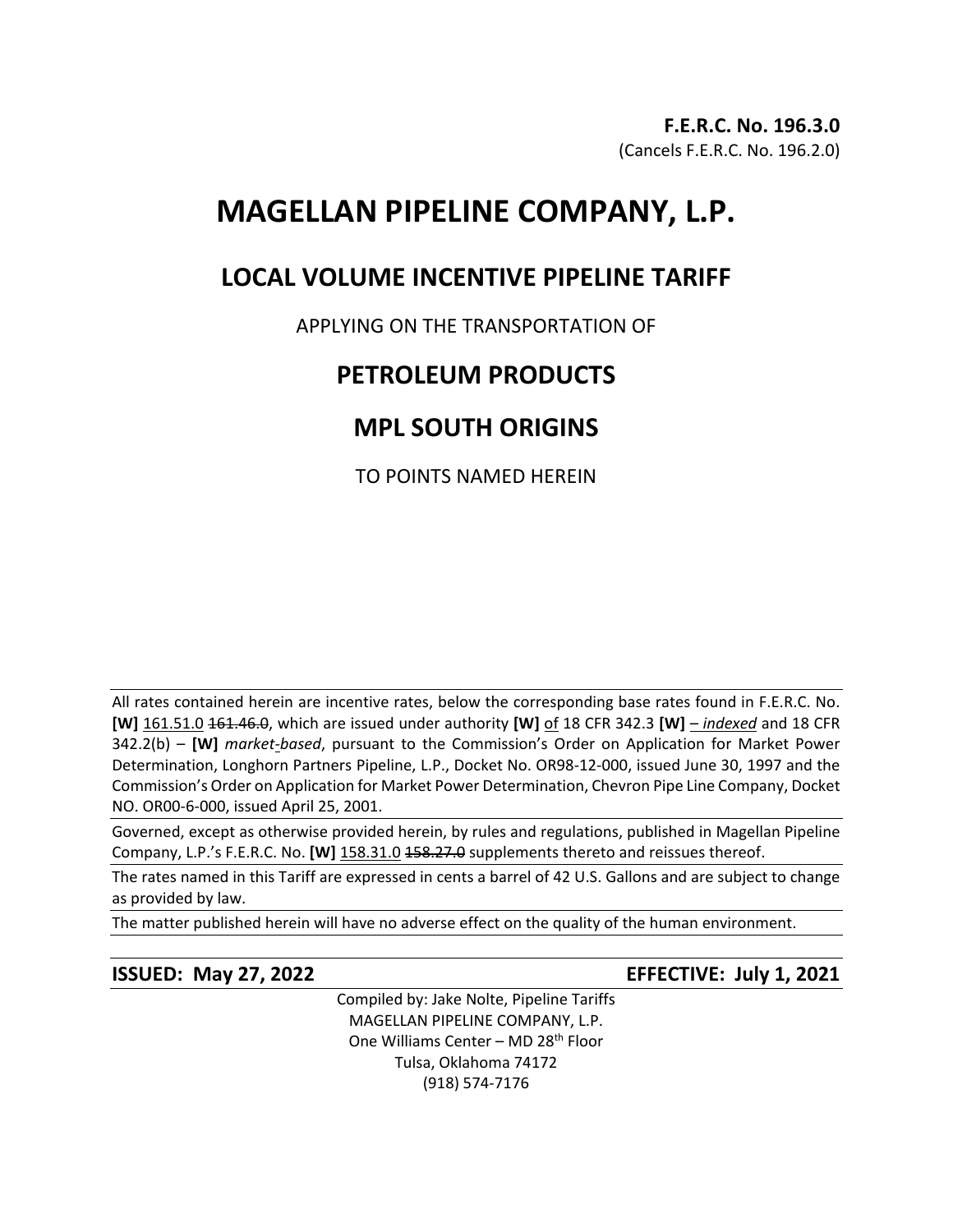**F.E.R.C. No. 196.3.0**
(Cancels F.E.R.C. No. 196.2.0)

# MAGELLAN PIPELINE COMPANY, L.P.

## LOCAL VOLUME INCENTIVE PIPELINE TARIFF

APPLYING ON THE TRANSPORTATION OF

## PETROLEUM PRODUCTS

## MPL SOUTH ORIGINS

TO POINTS NAMED HEREIN

All rates contained herein are incentive rates, below the corresponding base rates found in F.E.R.C. No. **[W]** <u>161.51.0</u> ~~161.46.0~~, which are issued under authority **[W]** <u>of</u> 18 CFR 342.3 **[W]** <u>– *indexed*</u> and 18 CFR 342.2(b) – **[W]** *market-based*, pursuant to the Commission's Order on Application for Market Power Determination, Longhorn Partners Pipeline, L.P., Docket No. OR98-12-000, issued June 30, 1997 and the Commission's Order on Application for Market Power Determination, Chevron Pipe Line Company, Docket NO. OR00-6-000, issued April 25, 2001.

Governed, except as otherwise provided herein, by rules and regulations, published in Magellan Pipeline Company, L.P.'s F.E.R.C. No. **[W]** <u>158.31.0</u> ~~158.27.0~~ supplements thereto and reissues thereof.

The rates named in this Tariff are expressed in cents a barrel of 42 U.S. Gallons and are subject to change as provided by law.

The matter published herein will have no adverse effect on the quality of the human environment.

**ISSUED: May 27, 2022** **EFFECTIVE: July 1, 2021**

Compiled by: Jake Nolte, Pipeline Tariffs
MAGELLAN PIPELINE COMPANY, L.P.
One Williams Center – MD 28th Floor
Tulsa, Oklahoma 74172
(918) 574-7176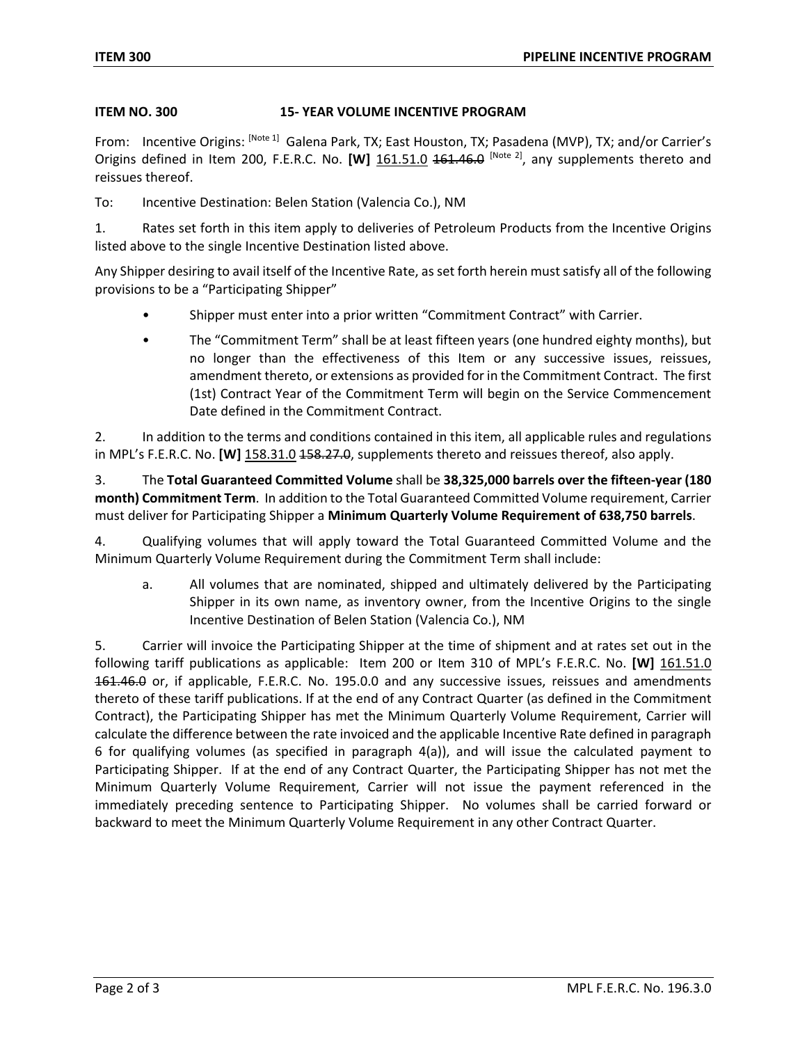## ITEM NO. 300 15- YEAR VOLUME INCENTIVE PROGRAM

From: Incentive Origins: [Note 1] Galena Park, TX; East Houston, TX; Pasadena (MVP), TX; and/or Carrier's Origins defined in Item 200, F.E.R.C. No. **[W]** <u>161.51.0</u> ~~161.46.0~~ [Note 2], any supplements thereto and reissues thereof.

To: Incentive Destination: Belen Station (Valencia Co.), NM

1. Rates set forth in this item apply to deliveries of Petroleum Products from the Incentive Origins listed above to the single Incentive Destination listed above.

Any Shipper desiring to avail itself of the Incentive Rate, as set forth herein must satisfy all of the following provisions to be a "Participating Shipper"

- Shipper must enter into a prior written "Commitment Contract" with Carrier.
- The "Commitment Term" shall be at least fifteen years (one hundred eighty months), but no longer than the effectiveness of this Item or any successive issues, reissues, amendment thereto, or extensions as provided for in the Commitment Contract. The first (1st) Contract Year of the Commitment Term will begin on the Service Commencement Date defined in the Commitment Contract.

2. In addition to the terms and conditions contained in this item, all applicable rules and regulations in MPL's F.E.R.C. No. **[W]** <u>158.31.0</u> ~~158.27.0~~, supplements thereto and reissues thereof, also apply.

3. The **Total Guaranteed Committed Volume** shall be **38,325,000 barrels over the fifteen-year (180 month) Commitment Term**. In addition to the Total Guaranteed Committed Volume requirement, Carrier must deliver for Participating Shipper a **Minimum Quarterly Volume Requirement of 638,750 barrels**.

4. Qualifying volumes that will apply toward the Total Guaranteed Committed Volume and the Minimum Quarterly Volume Requirement during the Commitment Term shall include:

   a. All volumes that are nominated, shipped and ultimately delivered by the Participating Shipper in its own name, as inventory owner, from the Incentive Origins to the single Incentive Destination of Belen Station (Valencia Co.), NM

5. Carrier will invoice the Participating Shipper at the time of shipment and at rates set out in the following tariff publications as applicable: Item 200 or Item 310 of MPL's F.E.R.C. No. **[W]** <u>161.51.0</u> ~~161.46.0~~ or, if applicable, F.E.R.C. No. 195.0.0 and any successive issues, reissues and amendments thereto of these tariff publications. If at the end of any Contract Quarter (as defined in the Commitment Contract), the Participating Shipper has met the Minimum Quarterly Volume Requirement, Carrier will calculate the difference between the rate invoiced and the applicable Incentive Rate defined in paragraph 6 for qualifying volumes (as specified in paragraph 4(a)), and will issue the calculated payment to Participating Shipper. If at the end of any Contract Quarter, the Participating Shipper has not met the Minimum Quarterly Volume Requirement, Carrier will not issue the payment referenced in the immediately preceding sentence to Participating Shipper. No volumes shall be carried forward or backward to meet the Minimum Quarterly Volume Requirement in any other Contract Quarter.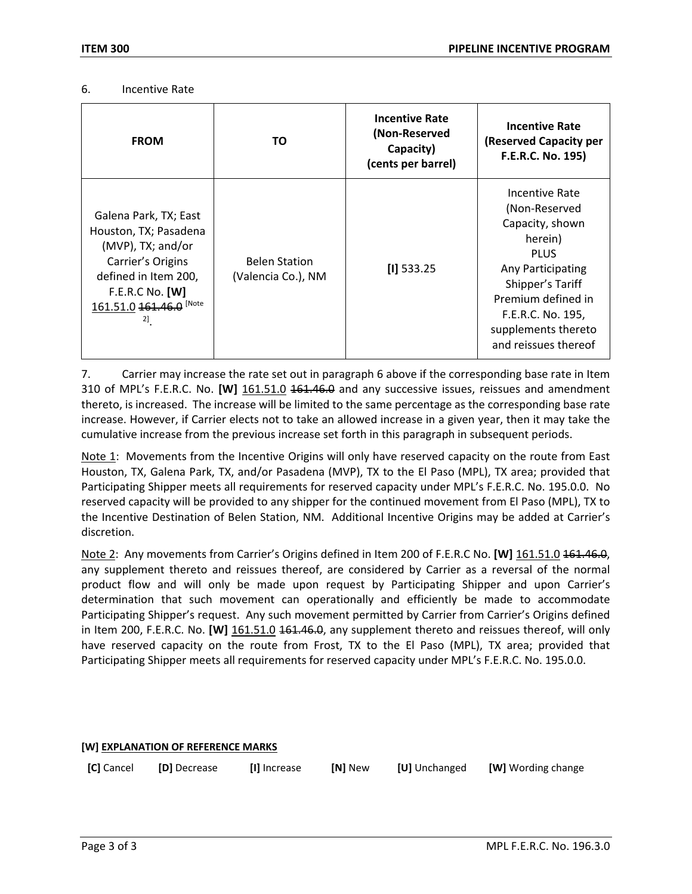6. Incentive Rate

| FROM | TO | Incentive Rate (Non-Reserved Capacity) (cents per barrel) | Incentive Rate (Reserved Capacity per F.E.R.C. No. 195) |
| --- | --- | --- | --- |
| Galena Park, TX; East Houston, TX; Pasadena (MVP), TX; and/or Carrier's Origins defined in Item 200, F.E.R.C No. **[W]** 161.51.0 ~~161.46.0~~ [Note 2]. | Belen Station (Valencia Co.), NM | **[I]** 533.25 | Incentive Rate (Non-Reserved Capacity, shown herein) PLUS Any Participating Shipper's Tariff Premium defined in F.E.R.C. No. 195, supplements thereto and reissues thereof |

7. Carrier may increase the rate set out in paragraph 6 above if the corresponding base rate in Item 310 of MPL's F.E.R.C. No. **[W]** 161.51.0 ~~161.46.0~~ and any successive issues, reissues and amendment thereto, is increased. The increase will be limited to the same percentage as the corresponding base rate increase. However, if Carrier elects not to take an allowed increase in a given year, then it may take the cumulative increase from the previous increase set forth in this paragraph in subsequent periods.

Note 1: Movements from the Incentive Origins will only have reserved capacity on the route from East Houston, TX, Galena Park, TX, and/or Pasadena (MVP), TX to the El Paso (MPL), TX area; provided that Participating Shipper meets all requirements for reserved capacity under MPL's F.E.R.C. No. 195.0.0. No reserved capacity will be provided to any shipper for the continued movement from El Paso (MPL), TX to the Incentive Destination of Belen Station, NM. Additional Incentive Origins may be added at Carrier's discretion.

Note 2: Any movements from Carrier's Origins defined in Item 200 of F.E.R.C No. **[W]** 161.51.0 ~~161.46.0~~, any supplement thereto and reissues thereof, are considered by Carrier as a reversal of the normal product flow and will only be made upon request by Participating Shipper and upon Carrier's determination that such movement can operationally and efficiently be made to accommodate Participating Shipper's request. Any such movement permitted by Carrier from Carrier's Origins defined in Item 200, F.E.R.C. No. **[W]** 161.51.0 ~~161.46.0~~, any supplement thereto and reissues thereof, will only have reserved capacity on the route from Frost, TX to the El Paso (MPL), TX area; provided that Participating Shipper meets all requirements for reserved capacity under MPL's F.E.R.C. No. 195.0.0.

**[W] EXPLANATION OF REFERENCE MARKS**

**[C]** Cancel **[D]** Decrease **[I]** Increase **[N]** New **[U]** Unchanged **[W]** Wording change